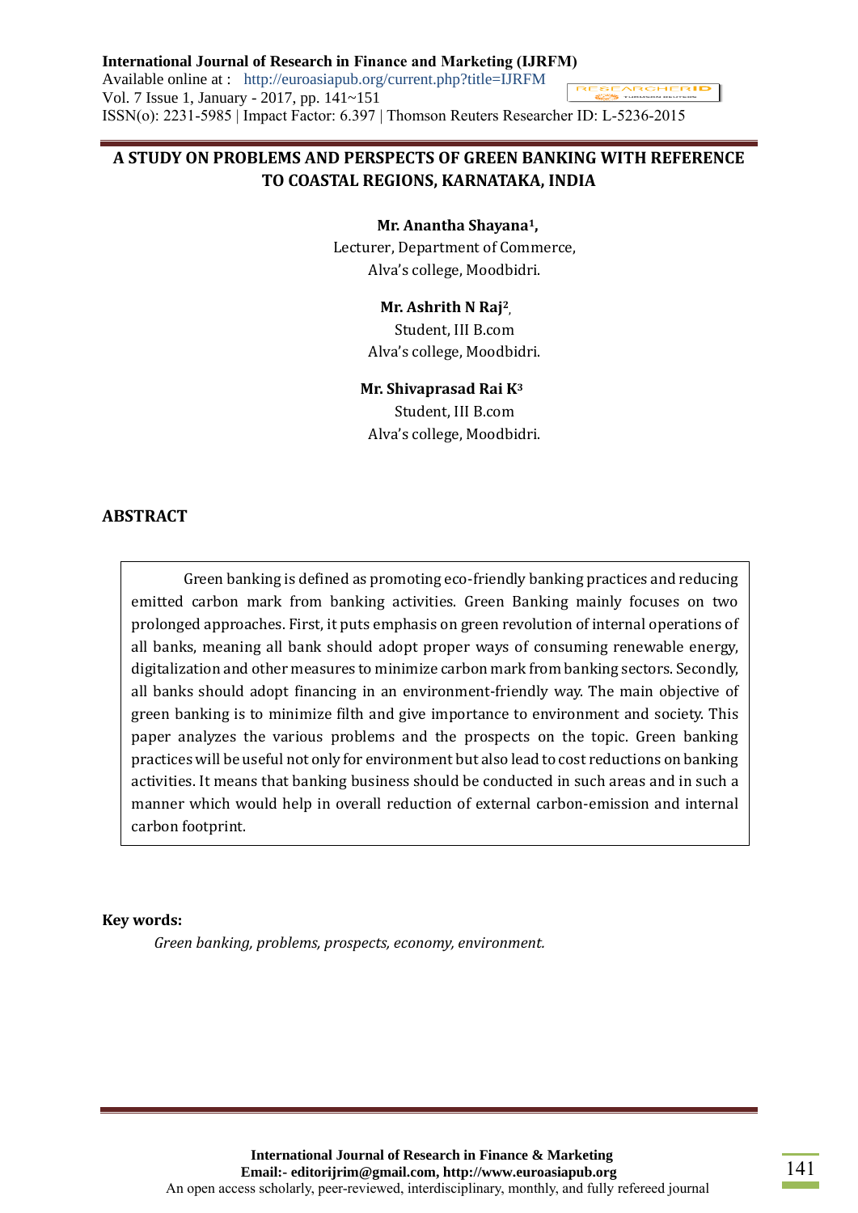# A STUDY ON PROBLEMS AND PERSPECTS OF GREEN BANKING WITH REFERENCE TO COASTAL REGIONS, KARNATAKA, INDIA

**Mr. Anantha Shayana[1],**
Lecturer, Department of Commerce,
Alva's college, Moodbidri.

**Mr. Ashrith N Raj[2],**
Student, III B.com
Alva's college, Moodbidri.

**Mr. Shivaprasad Rai K[3]**
Student, III B.com
Alva's college, Moodbidri.

## ABSTRACT

Green banking is defined as promoting eco-friendly banking practices and reducing emitted carbon mark from banking activities. Green Banking mainly focuses on two prolonged approaches. First, it puts emphasis on green revolution of internal operations of all banks, meaning all bank should adopt proper ways of consuming renewable energy, digitalization and other measures to minimize carbon mark from banking sectors. Secondly, all banks should adopt financing in an environment-friendly way. The main objective of green banking is to minimize filth and give importance to environment and society. This paper analyzes the various problems and the prospects on the topic. Green banking practices will be useful not only for environment but also lead to cost reductions on banking activities. It means that banking business should be conducted in such areas and in such a manner which would help in overall reduction of external carbon-emission and internal carbon footprint.

**Key words:**

*Green banking, problems, prospects, economy, environment.*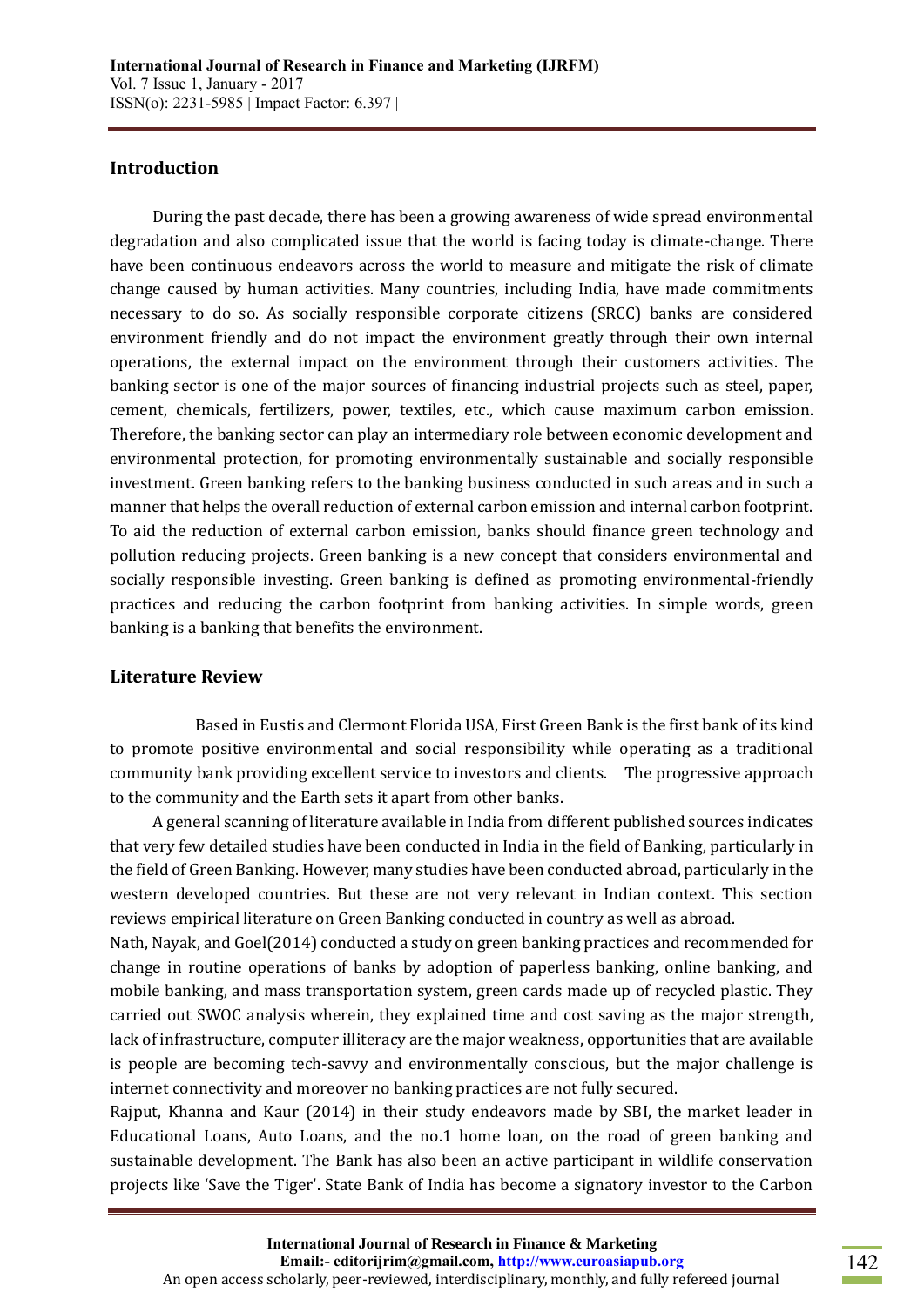## Introduction

During the past decade, there has been a growing awareness of wide spread environmental degradation and also complicated issue that the world is facing today is climate-change. There have been continuous endeavors across the world to measure and mitigate the risk of climate change caused by human activities. Many countries, including India, have made commitments necessary to do so. As socially responsible corporate citizens (SRCC) banks are considered environment friendly and do not impact the environment greatly through their own internal operations, the external impact on the environment through their customers activities. The banking sector is one of the major sources of financing industrial projects such as steel, paper, cement, chemicals, fertilizers, power, textiles, etc., which cause maximum carbon emission. Therefore, the banking sector can play an intermediary role between economic development and environmental protection, for promoting environmentally sustainable and socially responsible investment. Green banking refers to the banking business conducted in such areas and in such a manner that helps the overall reduction of external carbon emission and internal carbon footprint. To aid the reduction of external carbon emission, banks should finance green technology and pollution reducing projects. Green banking is a new concept that considers environmental and socially responsible investing. Green banking is defined as promoting environmental-friendly practices and reducing the carbon footprint from banking activities. In simple words, green banking is a banking that benefits the environment.

## Literature Review

Based in Eustis and Clermont Florida USA, First Green Bank is the first bank of its kind to promote positive environmental and social responsibility while operating as a traditional community bank providing excellent service to investors and clients. The progressive approach to the community and the Earth sets it apart from other banks.

A general scanning of literature available in India from different published sources indicates that very few detailed studies have been conducted in India in the field of Banking, particularly in the field of Green Banking. However, many studies have been conducted abroad, particularly in the western developed countries. But these are not very relevant in Indian context. This section reviews empirical literature on Green Banking conducted in country as well as abroad.

Nath, Nayak, and Goel(2014) conducted a study on green banking practices and recommended for change in routine operations of banks by adoption of paperless banking, online banking, and mobile banking, and mass transportation system, green cards made up of recycled plastic. They carried out SWOC analysis wherein, they explained time and cost saving as the major strength, lack of infrastructure, computer illiteracy are the major weakness, opportunities that are available is people are becoming tech-savvy and environmentally conscious, but the major challenge is internet connectivity and moreover no banking practices are not fully secured.

Rajput, Khanna and Kaur (2014) in their study endeavors made by SBI, the market leader in Educational Loans, Auto Loans, and the no.1 home loan, on the road of green banking and sustainable development. The Bank has also been an active participant in wildlife conservation projects like 'Save the Tiger'. State Bank of India has become a signatory investor to the Carbon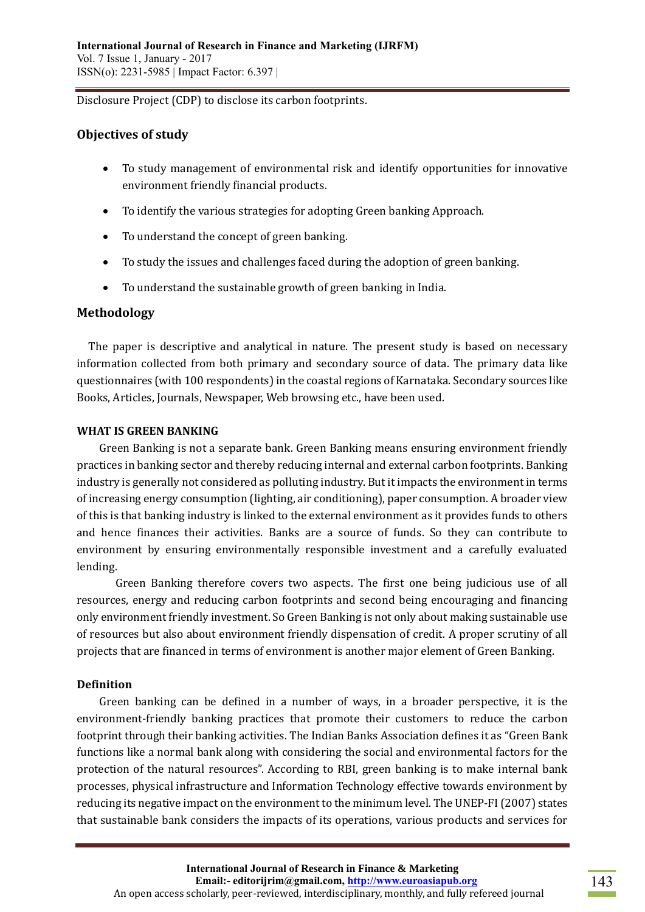Disclosure Project (CDP) to disclose its carbon footprints.

## Objectives of study

- To study management of environmental risk and identify opportunities for innovative environment friendly financial products.
- To identify the various strategies for adopting Green banking Approach.
- To understand the concept of green banking.
- To study the issues and challenges faced during the adoption of green banking.
- To understand the sustainable growth of green banking in India.

## Methodology

The paper is descriptive and analytical in nature. The present study is based on necessary information collected from both primary and secondary source of data. The primary data like questionnaires (with 100 respondents) in the coastal regions of Karnataka. Secondary sources like Books, Articles, Journals, Newspaper, Web browsing etc., have been used.

### WHAT IS GREEN BANKING

Green Banking is not a separate bank. Green Banking means ensuring environment friendly practices in banking sector and thereby reducing internal and external carbon footprints. Banking industry is generally not considered as polluting industry. But it impacts the environment in terms of increasing energy consumption (lighting, air conditioning), paper consumption. A broader view of this is that banking industry is linked to the external environment as it provides funds to others and hence finances their activities. Banks are a source of funds. So they can contribute to environment by ensuring environmentally responsible investment and a carefully evaluated lending.

Green Banking therefore covers two aspects. The first one being judicious use of all resources, energy and reducing carbon footprints and second being encouraging and financing only environment friendly investment. So Green Banking is not only about making sustainable use of resources but also about environment friendly dispensation of credit. A proper scrutiny of all projects that are financed in terms of environment is another major element of Green Banking.

### Definition

Green banking can be defined in a number of ways, in a broader perspective, it is the environment-friendly banking practices that promote their customers to reduce the carbon footprint through their banking activities. The Indian Banks Association defines it as "Green Bank functions like a normal bank along with considering the social and environmental factors for the protection of the natural resources". According to RBI, green banking is to make internal bank processes, physical infrastructure and Information Technology effective towards environment by reducing its negative impact on the environment to the minimum level. The UNEP-FI (2007) states that sustainable bank considers the impacts of its operations, various products and services for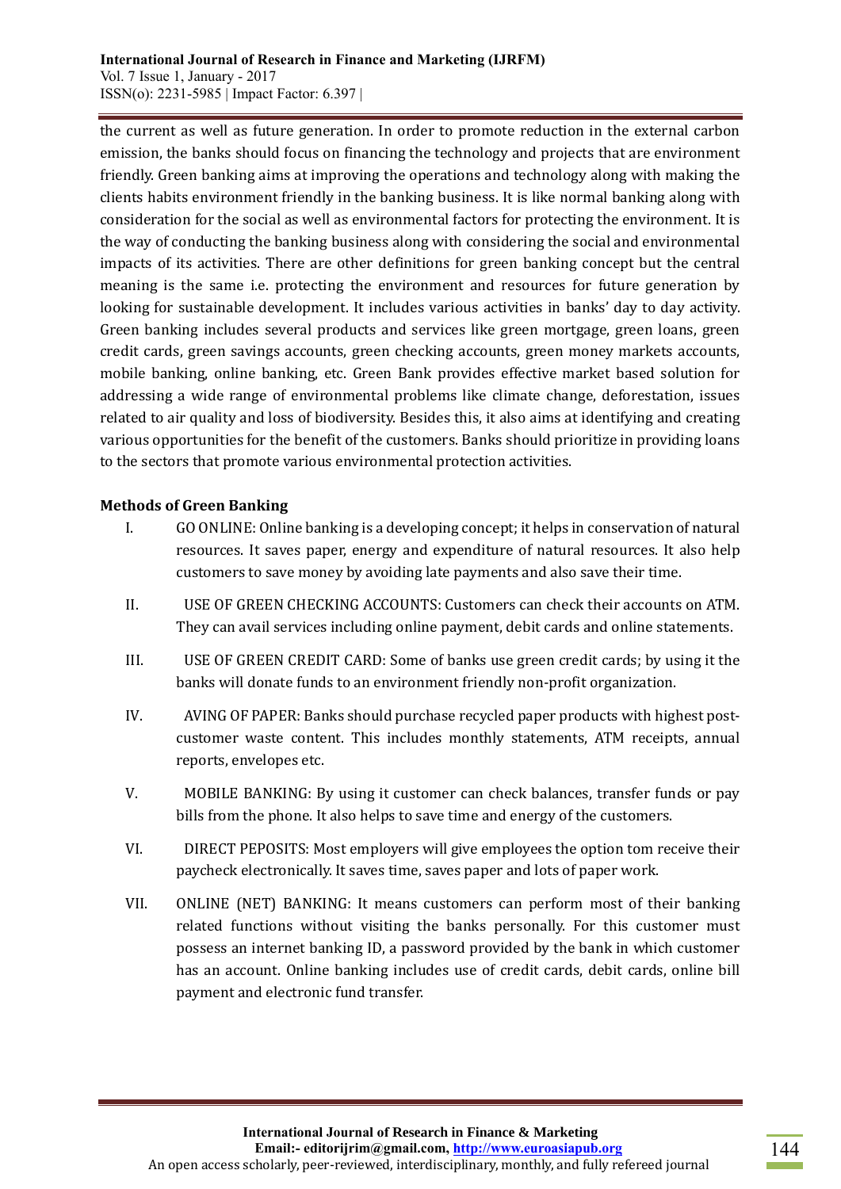the current as well as future generation. In order to promote reduction in the external carbon emission, the banks should focus on financing the technology and projects that are environment friendly. Green banking aims at improving the operations and technology along with making the clients habits environment friendly in the banking business. It is like normal banking along with consideration for the social as well as environmental factors for protecting the environment. It is the way of conducting the banking business along with considering the social and environmental impacts of its activities. There are other definitions for green banking concept but the central meaning is the same i.e. protecting the environment and resources for future generation by looking for sustainable development. It includes various activities in banks' day to day activity. Green banking includes several products and services like green mortgage, green loans, green credit cards, green savings accounts, green checking accounts, green money markets accounts, mobile banking, online banking, etc. Green Bank provides effective market based solution for addressing a wide range of environmental problems like climate change, deforestation, issues related to air quality and loss of biodiversity. Besides this, it also aims at identifying and creating various opportunities for the benefit of the customers. Banks should prioritize in providing loans to the sectors that promote various environmental protection activities.

**Methods of Green Banking**

I. GO ONLINE: Online banking is a developing concept; it helps in conservation of natural resources. It saves paper, energy and expenditure of natural resources. It also help customers to save money by avoiding late payments and also save their time.

II. USE OF GREEN CHECKING ACCOUNTS: Customers can check their accounts on ATM. They can avail services including online payment, debit cards and online statements.

III. USE OF GREEN CREDIT CARD: Some of banks use green credit cards; by using it the banks will donate funds to an environment friendly non-profit organization.

IV. AVING OF PAPER: Banks should purchase recycled paper products with highest post-customer waste content. This includes monthly statements, ATM receipts, annual reports, envelopes etc.

V. MOBILE BANKING: By using it customer can check balances, transfer funds or pay bills from the phone. It also helps to save time and energy of the customers.

VI. DIRECT PEPOSITS: Most employers will give employees the option tom receive their paycheck electronically. It saves time, saves paper and lots of paper work.

VII. ONLINE (NET) BANKING: It means customers can perform most of their banking related functions without visiting the banks personally. For this customer must possess an internet banking ID, a password provided by the bank in which customer has an account. Online banking includes use of credit cards, debit cards, online bill payment and electronic fund transfer.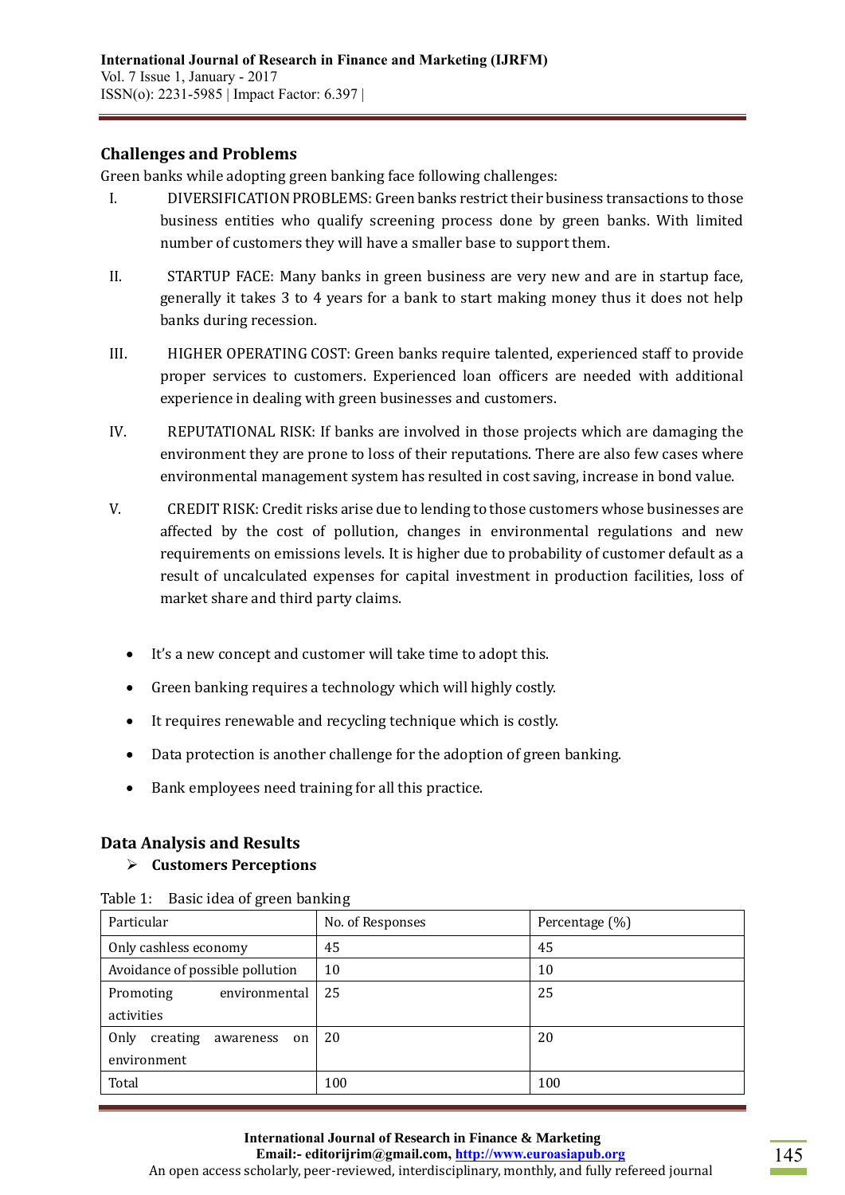## Challenges and Problems

Green banks while adopting green banking face following challenges:

I. DIVERSIFICATION PROBLEMS: Green banks restrict their business transactions to those business entities who qualify screening process done by green banks. With limited number of customers they will have a smaller base to support them.

II. STARTUP FACE: Many banks in green business are very new and are in startup face, generally it takes 3 to 4 years for a bank to start making money thus it does not help banks during recession.

III. HIGHER OPERATING COST: Green banks require talented, experienced staff to provide proper services to customers. Experienced loan officers are needed with additional experience in dealing with green businesses and customers.

IV. REPUTATIONAL RISK: If banks are involved in those projects which are damaging the environment they are prone to loss of their reputations. There are also few cases where environmental management system has resulted in cost saving, increase in bond value.

V. CREDIT RISK: Credit risks arise due to lending to those customers whose businesses are affected by the cost of pollution, changes in environmental regulations and new requirements on emissions levels. It is higher due to probability of customer default as a result of uncalculated expenses for capital investment in production facilities, loss of market share and third party claims.

- It's a new concept and customer will take time to adopt this.
- Green banking requires a technology which will highly costly.
- It requires renewable and recycling technique which is costly.
- Data protection is another challenge for the adoption of green banking.
- Bank employees need training for all this practice.

## Data Analysis and Results

- **Customers Perceptions**

Table 1: Basic idea of green banking

| Particular | No. of Responses | Percentage (%) |
|---|---|---|
| Only cashless economy | 45 | 45 |
| Avoidance of possible pollution | 10 | 10 |
| Promoting environmental activities | 25 | 25 |
| Only creating awareness on environment | 20 | 20 |
| Total | 100 | 100 |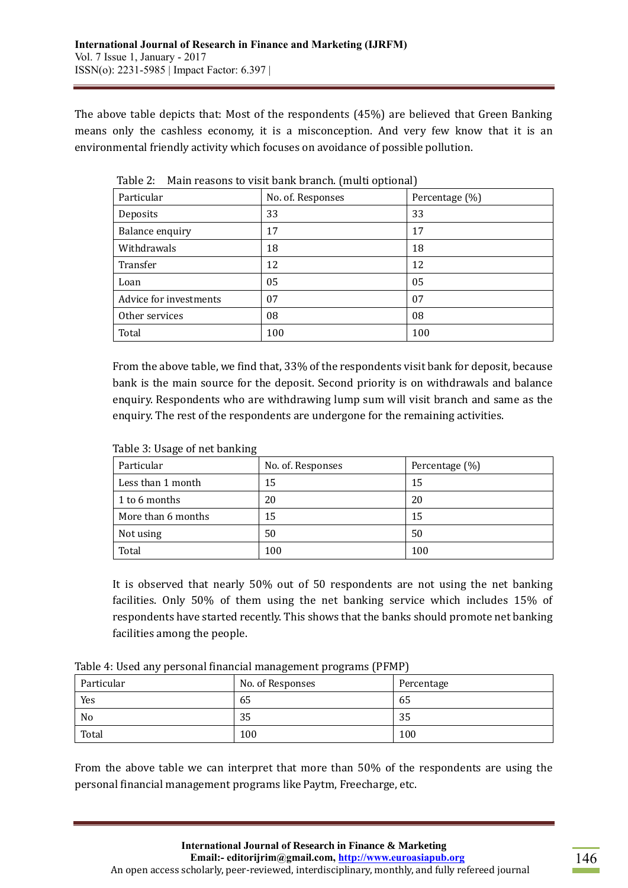The above table depicts that: Most of the respondents (45%) are believed that Green Banking means only the cashless economy, it is a misconception. And very few know that it is an environmental friendly activity which focuses on avoidance of possible pollution.

Table 2: Main reasons to visit bank branch. (multi optional)

| Particular | No. of. Responses | Percentage (%) |
|---|---|---|
| Deposits | 33 | 33 |
| Balance enquiry | 17 | 17 |
| Withdrawals | 18 | 18 |
| Transfer | 12 | 12 |
| Loan | 05 | 05 |
| Advice for investments | 07 | 07 |
| Other services | 08 | 08 |
| Total | 100 | 100 |

From the above table, we find that, 33% of the respondents visit bank for deposit, because bank is the main source for the deposit. Second priority is on withdrawals and balance enquiry. Respondents who are withdrawing lump sum will visit branch and same as the enquiry. The rest of the respondents are undergone for the remaining activities.

Table 3: Usage of net banking

| Particular | No. of. Responses | Percentage (%) |
|---|---|---|
| Less than 1 month | 15 | 15 |
| 1 to 6 months | 20 | 20 |
| More than 6 months | 15 | 15 |
| Not using | 50 | 50 |
| Total | 100 | 100 |

It is observed that nearly 50% out of 50 respondents are not using the net banking facilities. Only 50% of them using the net banking service which includes 15% of respondents have started recently. This shows that the banks should promote net banking facilities among the people.

Table 4: Used any personal financial management programs (PFMP)

| Particular | No. of Responses | Percentage |
|---|---|---|
| Yes | 65 | 65 |
| No | 35 | 35 |
| Total | 100 | 100 |

From the above table we can interpret that more than 50% of the respondents are using the personal financial management programs like Paytm, Freecharge, etc.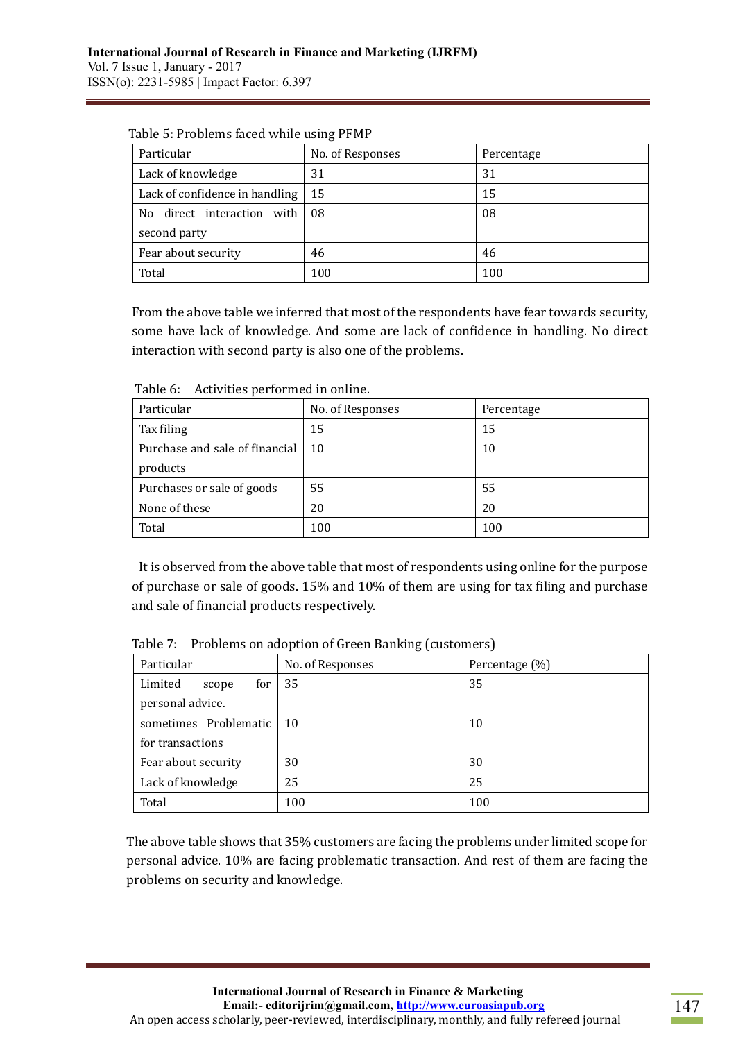Table 5: Problems faced while using PFMP

| Particular | No. of Responses | Percentage |
|---|---|---|
| Lack of knowledge | 31 | 31 |
| Lack of confidence in handling | 15 | 15 |
| No direct interaction with second party | 08 | 08 |
| Fear about security | 46 | 46 |
| Total | 100 | 100 |

From the above table we inferred that most of the respondents have fear towards security, some have lack of knowledge. And some are lack of confidence in handling. No direct interaction with second party is also one of the problems.

Table 6: Activities performed in online.

| Particular | No. of Responses | Percentage |
|---|---|---|
| Tax filing | 15 | 15 |
| Purchase and sale of financial products | 10 | 10 |
| Purchases or sale of goods | 55 | 55 |
| None of these | 20 | 20 |
| Total | 100 | 100 |

It is observed from the above table that most of respondents using online for the purpose of purchase or sale of goods. 15% and 10% of them are using for tax filing and purchase and sale of financial products respectively.

Table 7: Problems on adoption of Green Banking (customers)

| Particular | No. of Responses | Percentage (%) |
|---|---|---|
| Limited scope for personal advice. | 35 | 35 |
| sometimes Problematic for transactions | 10 | 10 |
| Fear about security | 30 | 30 |
| Lack of knowledge | 25 | 25 |
| Total | 100 | 100 |

The above table shows that 35% customers are facing the problems under limited scope for personal advice. 10% are facing problematic transaction. And rest of them are facing the problems on security and knowledge.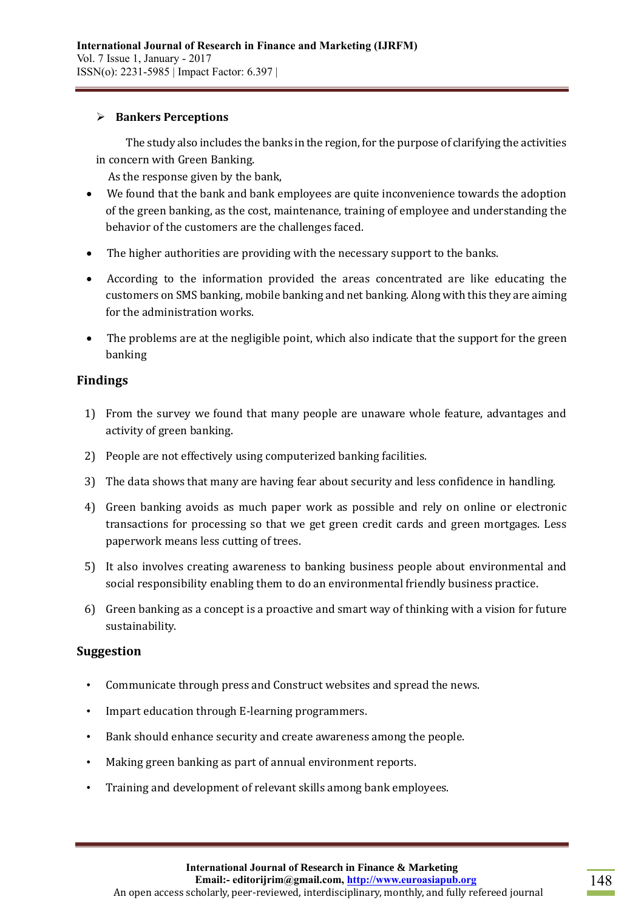- **Bankers Perceptions**

The study also includes the banks in the region, for the purpose of clarifying the activities in concern with Green Banking.

As the response given by the bank,

- We found that the bank and bank employees are quite inconvenience towards the adoption of the green banking, as the cost, maintenance, training of employee and understanding the behavior of the customers are the challenges faced.
- The higher authorities are providing with the necessary support to the banks.
- According to the information provided the areas concentrated are like educating the customers on SMS banking, mobile banking and net banking. Along with this they are aiming for the administration works.
- The problems are at the negligible point, which also indicate that the support for the green banking

## Findings

1) From the survey we found that many people are unaware whole feature, advantages and activity of green banking.
2) People are not effectively using computerized banking facilities.
3) The data shows that many are having fear about security and less confidence in handling.
4) Green banking avoids as much paper work as possible and rely on online or electronic transactions for processing so that we get green credit cards and green mortgages. Less paperwork means less cutting of trees.
5) It also involves creating awareness to banking business people about environmental and social responsibility enabling them to do an environmental friendly business practice.
6) Green banking as a concept is a proactive and smart way of thinking with a vision for future sustainability.

## Suggestion

- Communicate through press and Construct websites and spread the news.
- Impart education through E-learning programmers.
- Bank should enhance security and create awareness among the people.
- Making green banking as part of annual environment reports.
- Training and development of relevant skills among bank employees.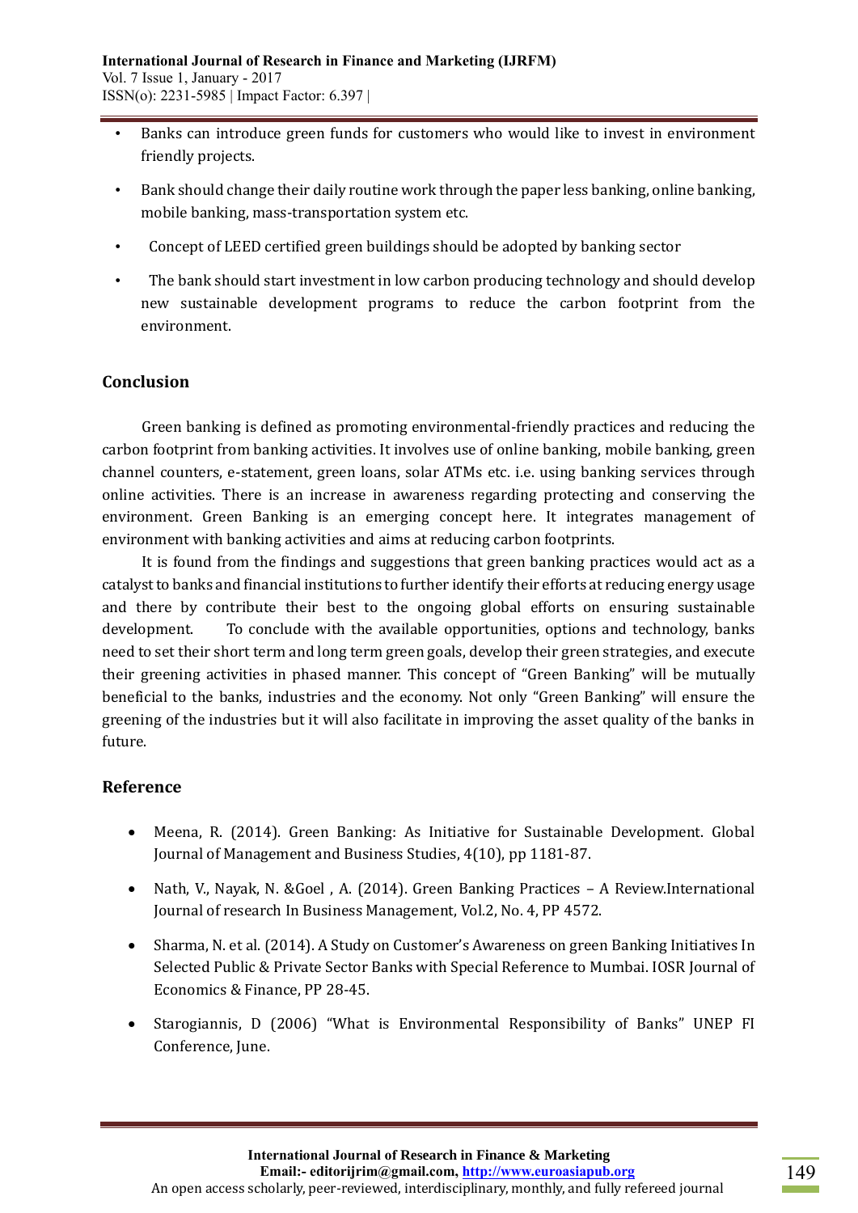- Banks can introduce green funds for customers who would like to invest in environment friendly projects.
- Bank should change their daily routine work through the paper less banking, online banking, mobile banking, mass-transportation system etc.
- Concept of LEED certified green buildings should be adopted by banking sector
- The bank should start investment in low carbon producing technology and should develop new sustainable development programs to reduce the carbon footprint from the environment.

## Conclusion

Green banking is defined as promoting environmental-friendly practices and reducing the carbon footprint from banking activities. It involves use of online banking, mobile banking, green channel counters, e-statement, green loans, solar ATMs etc. i.e. using banking services through online activities. There is an increase in awareness regarding protecting and conserving the environment. Green Banking is an emerging concept here. It integrates management of environment with banking activities and aims at reducing carbon footprints.

It is found from the findings and suggestions that green banking practices would act as a catalyst to banks and financial institutions to further identify their efforts at reducing energy usage and there by contribute their best to the ongoing global efforts on ensuring sustainable development. To conclude with the available opportunities, options and technology, banks need to set their short term and long term green goals, develop their green strategies, and execute their greening activities in phased manner. This concept of "Green Banking" will be mutually beneficial to the banks, industries and the economy. Not only "Green Banking" will ensure the greening of the industries but it will also facilitate in improving the asset quality of the banks in future.

## Reference

- Meena, R. (2014). Green Banking: As Initiative for Sustainable Development. Global Journal of Management and Business Studies, 4(10), pp 1181-87.
- Nath, V., Nayak, N. &Goel , A. (2014). Green Banking Practices – A Review.International Journal of research In Business Management, Vol.2, No. 4, PP 4572.
- Sharma, N. et al. (2014). A Study on Customer's Awareness on green Banking Initiatives In Selected Public & Private Sector Banks with Special Reference to Mumbai. IOSR Journal of Economics & Finance, PP 28-45.
- Starogiannis, D (2006) "What is Environmental Responsibility of Banks" UNEP FI Conference, June.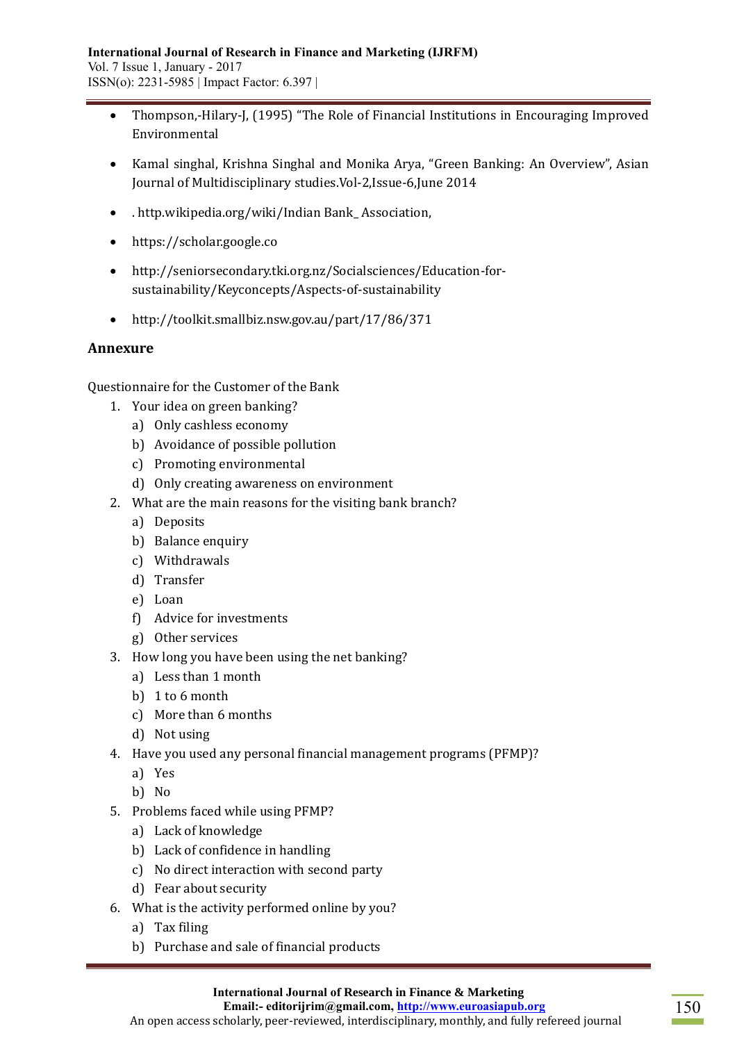- Thompson,-Hilary-J, (1995) "The Role of Financial Institutions in Encouraging Improved Environmental
- Kamal singhal, Krishna Singhal and Monika Arya, "Green Banking: An Overview", Asian Journal of Multidisciplinary studies.Vol-2,Issue-6,June 2014
- . http.wikipedia.org/wiki/Indian Bank_ Association,
- https://scholar.google.co
- http://seniorsecondary.tki.org.nz/Socialsciences/Education-for-sustainability/Keyconcepts/Aspects-of-sustainability
- http://toolkit.smallbiz.nsw.gov.au/part/17/86/371

## Annexure

Questionnaire for the Customer of the Bank

1. Your idea on green banking?
   a) Only cashless economy
   b) Avoidance of possible pollution
   c) Promoting environmental
   d) Only creating awareness on environment
2. What are the main reasons for the visiting bank branch?
   a) Deposits
   b) Balance enquiry
   c) Withdrawals
   d) Transfer
   e) Loan
   f) Advice for investments
   g) Other services
3. How long you have been using the net banking?
   a) Less than 1 month
   b) 1 to 6 month
   c) More than 6 months
   d) Not using
4. Have you used any personal financial management programs (PFMP)?
   a) Yes
   b) No
5. Problems faced while using PFMP?
   a) Lack of knowledge
   b) Lack of confidence in handling
   c) No direct interaction with second party
   d) Fear about security
6. What is the activity performed online by you?
   a) Tax filing
   b) Purchase and sale of financial products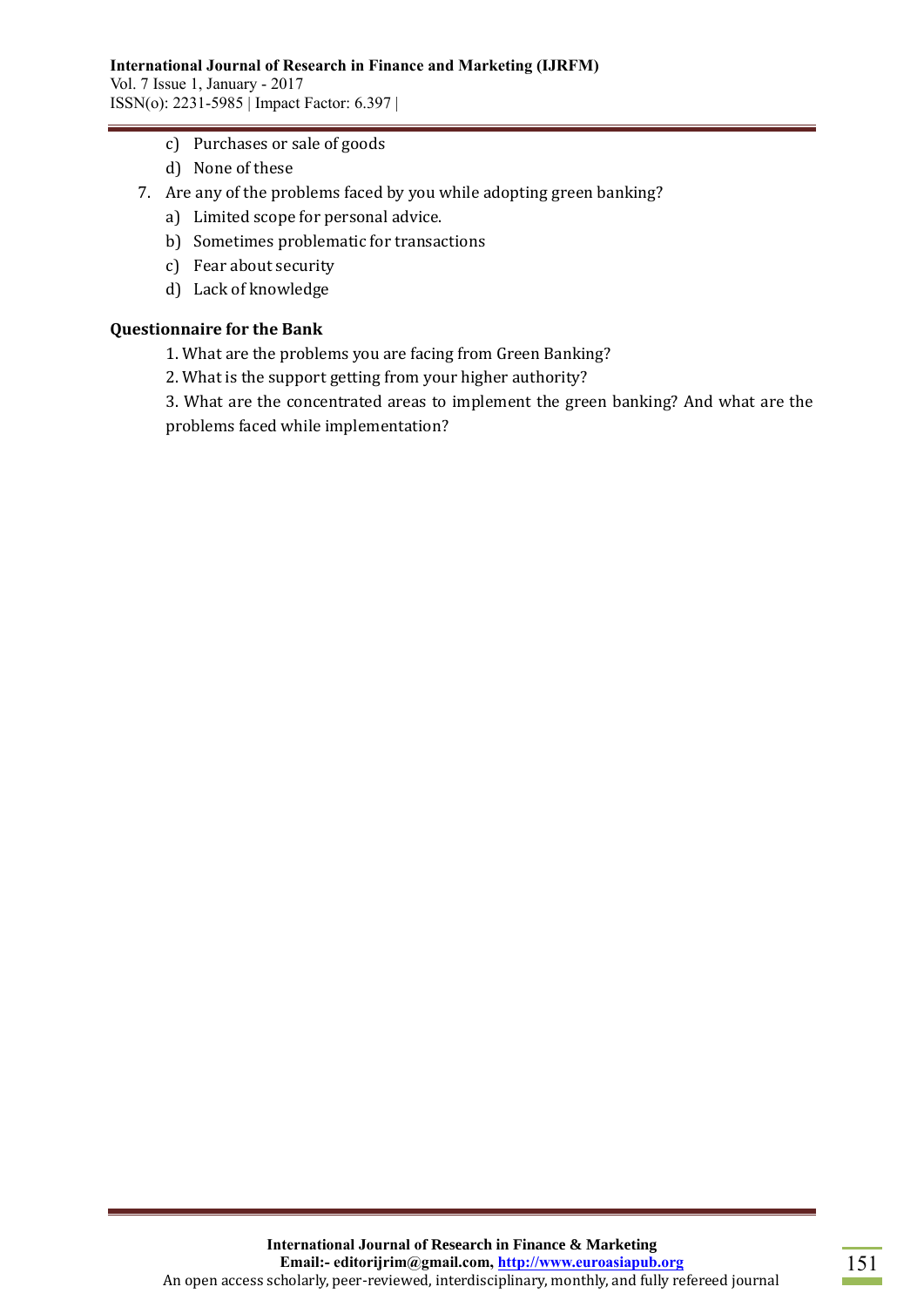c) Purchases or sale of goods

d) None of these

7. Are any of the problems faced by you while adopting green banking?

   a) Limited scope for personal advice.

   b) Sometimes problematic for transactions

   c) Fear about security

   d) Lack of knowledge

**Questionnaire for the Bank**

1. What are the problems you are facing from Green Banking?
2. What is the support getting from your higher authority?
3. What are the concentrated areas to implement the green banking? And what are the problems faced while implementation?